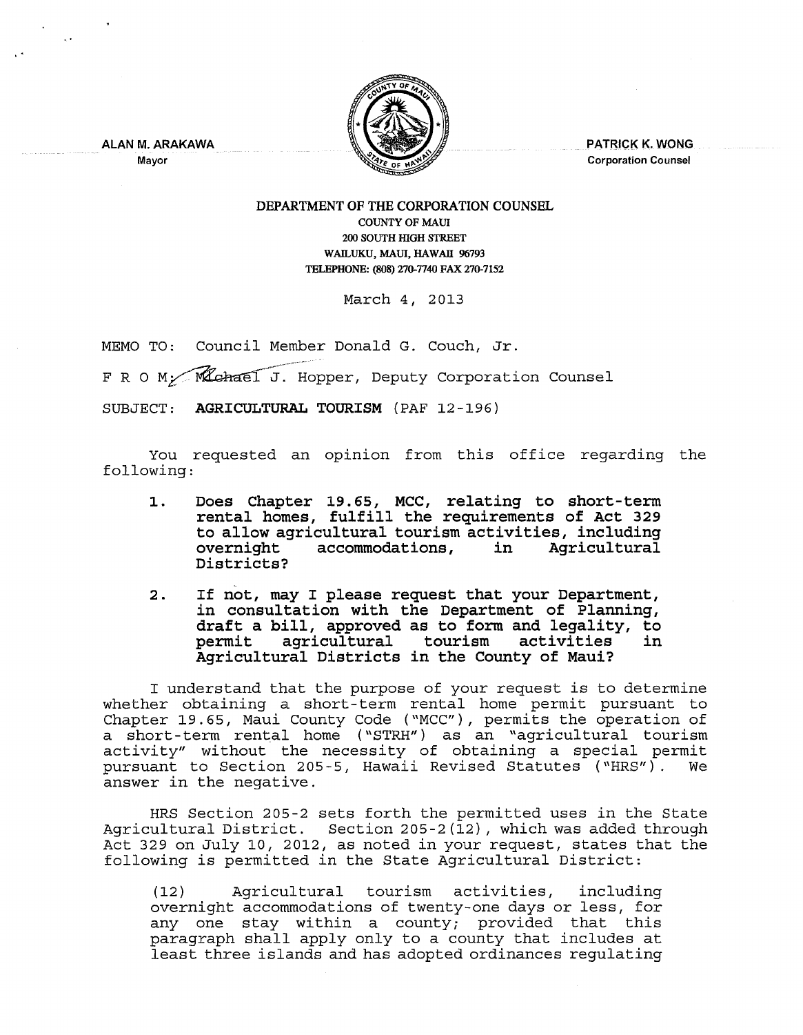ALAN M. ARAKAWA
Mayor

PATRICK K. WONG
Corporation Counsel

**DEPARTMENT OF THE CORPORATION COUNSEL**
COUNTY OF MAUI
200 SOUTH HIGH STREET
WAILUKU, MAUI, HAWAII 96793
TELEPHONE: (808) 270-7740 FAX 270-7152

March 4, 2013

MEMO TO: Council Member Donald G. Couch, Jr.

F R O M: Michael J. Hopper, Deputy Corporation Counsel

SUBJECT: **AGRICULTURAL TOURISM** (PAF 12-196)

You requested an opinion from this office regarding the following:

1. **Does Chapter 19.65, MCC, relating to short-term rental homes, fulfill the requirements of Act 329 to allow agricultural tourism activities, including overnight accommodations, in Agricultural Districts?**

2. **If not, may I please request that your Department, in consultation with the Department of Planning, draft a bill, approved as to form and legality, to permit agricultural tourism activities in Agricultural Districts in the County of Maui?**

I understand that the purpose of your request is to determine whether obtaining a short-term rental home permit pursuant to Chapter 19.65, Maui County Code ("MCC"), permits the operation of a short-term rental home ("STRH") as an "agricultural tourism activity" without the necessity of obtaining a special permit pursuant to Section 205-5, Hawaii Revised Statutes ("HRS"). We answer in the negative.

HRS Section 205-2 sets forth the permitted uses in the State Agricultural District. Section 205-2(12), which was added through Act 329 on July 10, 2012, as noted in your request, states that the following is permitted in the State Agricultural District:

> (12) Agricultural tourism activities, including overnight accommodations of twenty-one days or less, for any one stay within a county; provided that this paragraph shall apply only to a county that includes at least three islands and has adopted ordinances regulating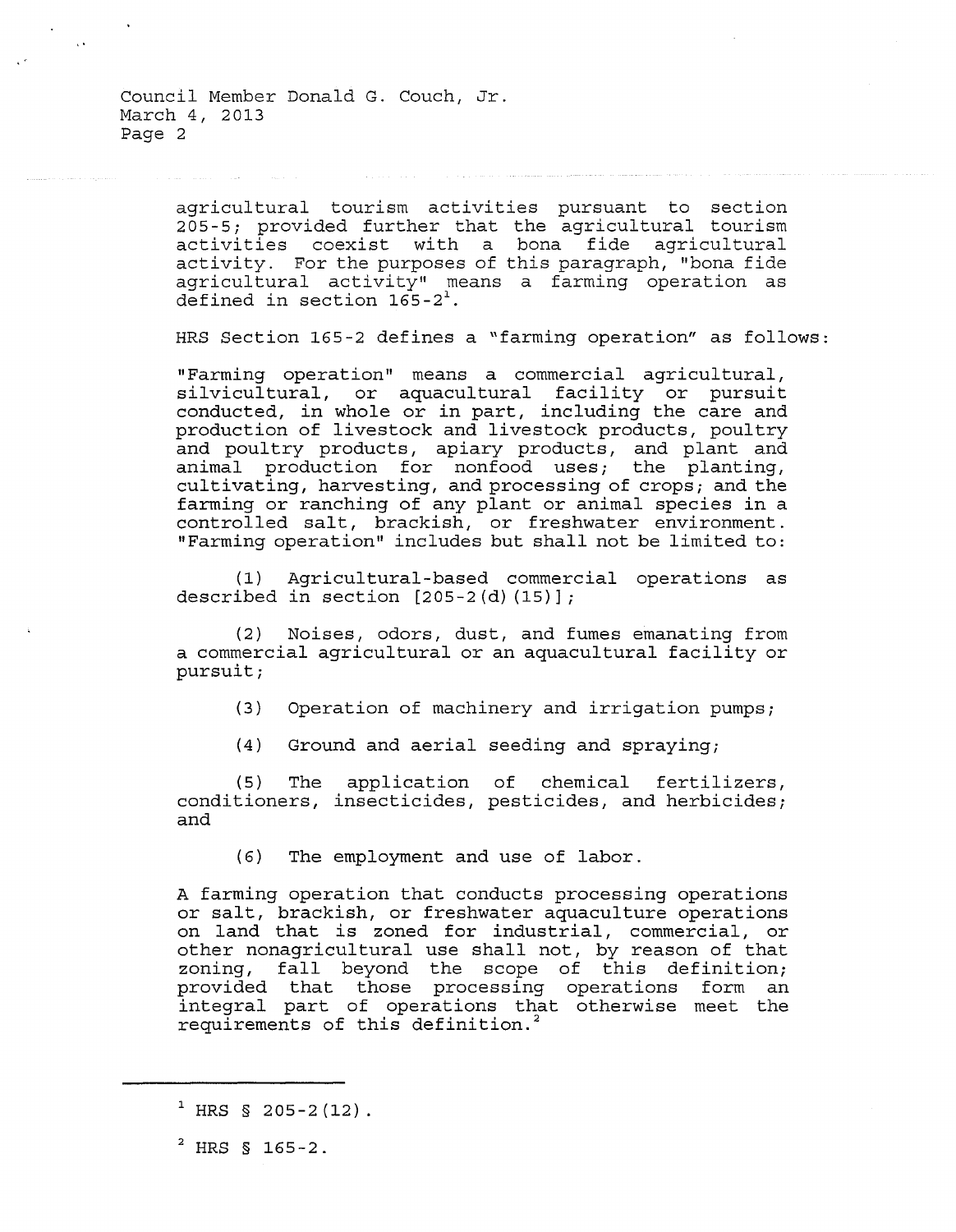agricultural tourism activities pursuant to section 205-5; provided further that the agricultural tourism activities coexist with a bona fide agricultural activity. For the purposes of this paragraph, "bona fide agricultural activity" means a farming operation as defined in section 165-2[1].

HRS Section 165-2 defines a "farming operation" as follows:

"Farming operation" means a commercial agricultural, silvicultural, or aquacultural facility or pursuit conducted, in whole or in part, including the care and production of livestock and livestock products, poultry and poultry products, apiary products, and plant and animal production for nonfood uses; the planting, cultivating, harvesting, and processing of crops; and the farming or ranching of any plant or animal species in a controlled salt, brackish, or freshwater environment. "Farming operation" includes but shall not be limited to:

(1) Agricultural-based commercial operations as described in section [205-2(d)(15)];

(2) Noises, odors, dust, and fumes emanating from a commercial agricultural or an aquacultural facility or pursuit;

(3) Operation of machinery and irrigation pumps;

(4) Ground and aerial seeding and spraying;

(5) The application of chemical fertilizers, conditioners, insecticides, pesticides, and herbicides; and

(6) The employment and use of labor.

A farming operation that conducts processing operations or salt, brackish, or freshwater aquaculture operations on land that is zoned for industrial, commercial, or other nonagricultural use shall not, by reason of that zoning, fall beyond the scope of this definition; provided that those processing operations form an integral part of operations that otherwise meet the requirements of this definition.[2]

---

[1] HRS § 205-2(12).

[2] HRS § 165-2.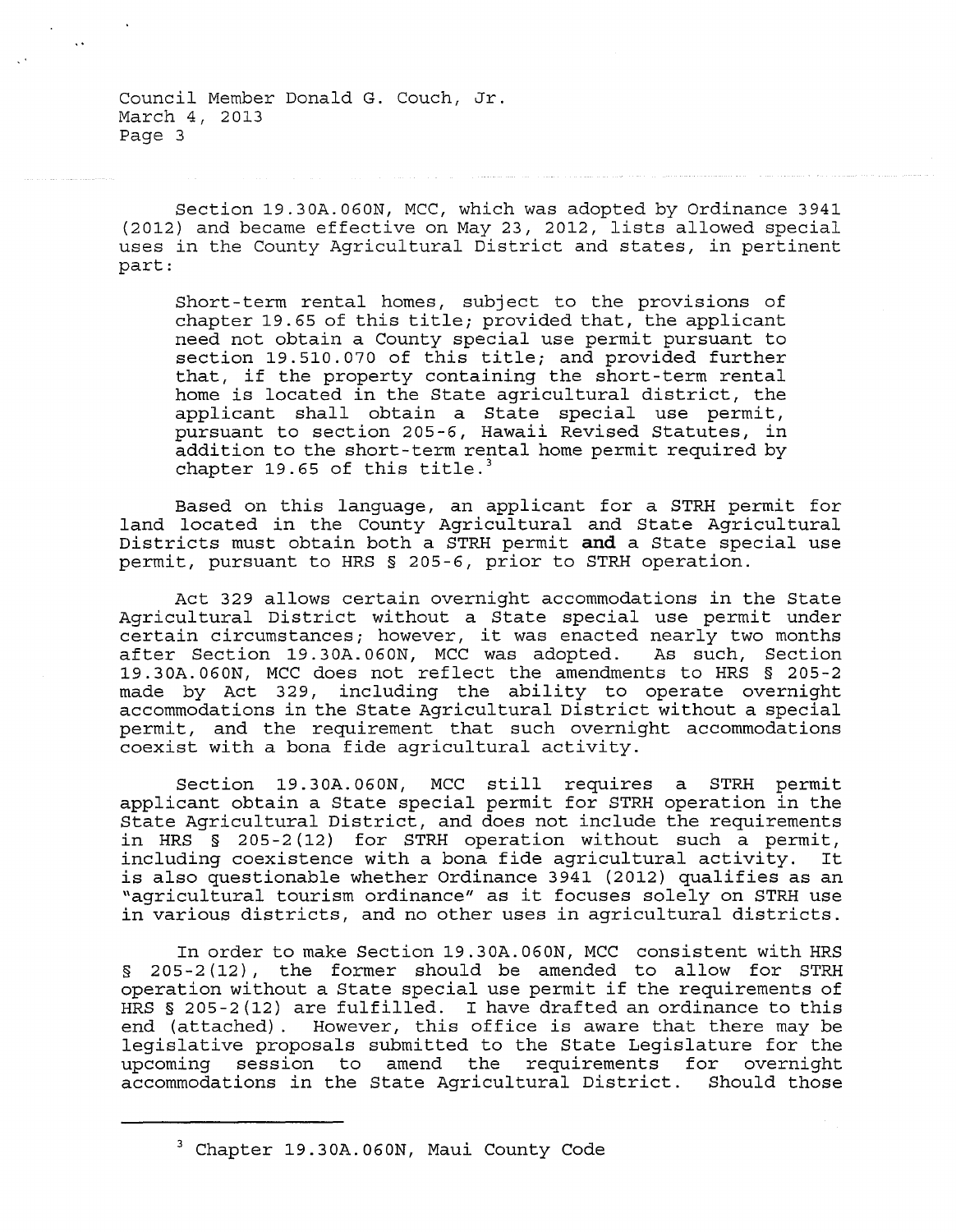Section 19.30A.060N, MCC, which was adopted by Ordinance 3941 (2012) and became effective on May 23, 2012, lists allowed special uses in the County Agricultural District and states, in pertinent part:

> Short-term rental homes, subject to the provisions of chapter 19.65 of this title; provided that, the applicant need not obtain a County special use permit pursuant to section 19.510.070 of this title; and provided further that, if the property containing the short-term rental home is located in the State agricultural district, the applicant shall obtain a State special use permit, pursuant to section 205-6, Hawaii Revised Statutes, in addition to the short-term rental home permit required by chapter 19.65 of this title.[3]

Based on this language, an applicant for a STRH permit for land located in the County Agricultural and State Agricultural Districts must obtain both a STRH permit **and** a State special use permit, pursuant to HRS § 205-6, prior to STRH operation.

Act 329 allows certain overnight accommodations in the State Agricultural District without a State special use permit under certain circumstances; however, it was enacted nearly two months after Section 19.30A.060N, MCC was adopted. As such, Section 19.30A.060N, MCC does not reflect the amendments to HRS § 205-2 made by Act 329, including the ability to operate overnight accommodations in the State Agricultural District without a special permit, and the requirement that such overnight accommodations coexist with a bona fide agricultural activity.

Section 19.30A.060N, MCC still requires a STRH permit applicant obtain a State special permit for STRH operation in the State Agricultural District, and does not include the requirements in HRS § 205-2(12) for STRH operation without such a permit, including coexistence with a bona fide agricultural activity. It is also questionable whether Ordinance 3941 (2012) qualifies as an "agricultural tourism ordinance" as it focuses solely on STRH use in various districts, and no other uses in agricultural districts.

In order to make Section 19.30A.060N, MCC consistent with HRS § 205-2(12), the former should be amended to allow for STRH operation without a State special use permit if the requirements of HRS § 205-2(12) are fulfilled. I have drafted an ordinance to this end (attached). However, this office is aware that there may be legislative proposals submitted to the State Legislature for the upcoming session to amend the requirements for overnight accommodations in the State Agricultural District. Should those

---

[3] Chapter 19.30A.060N, Maui County Code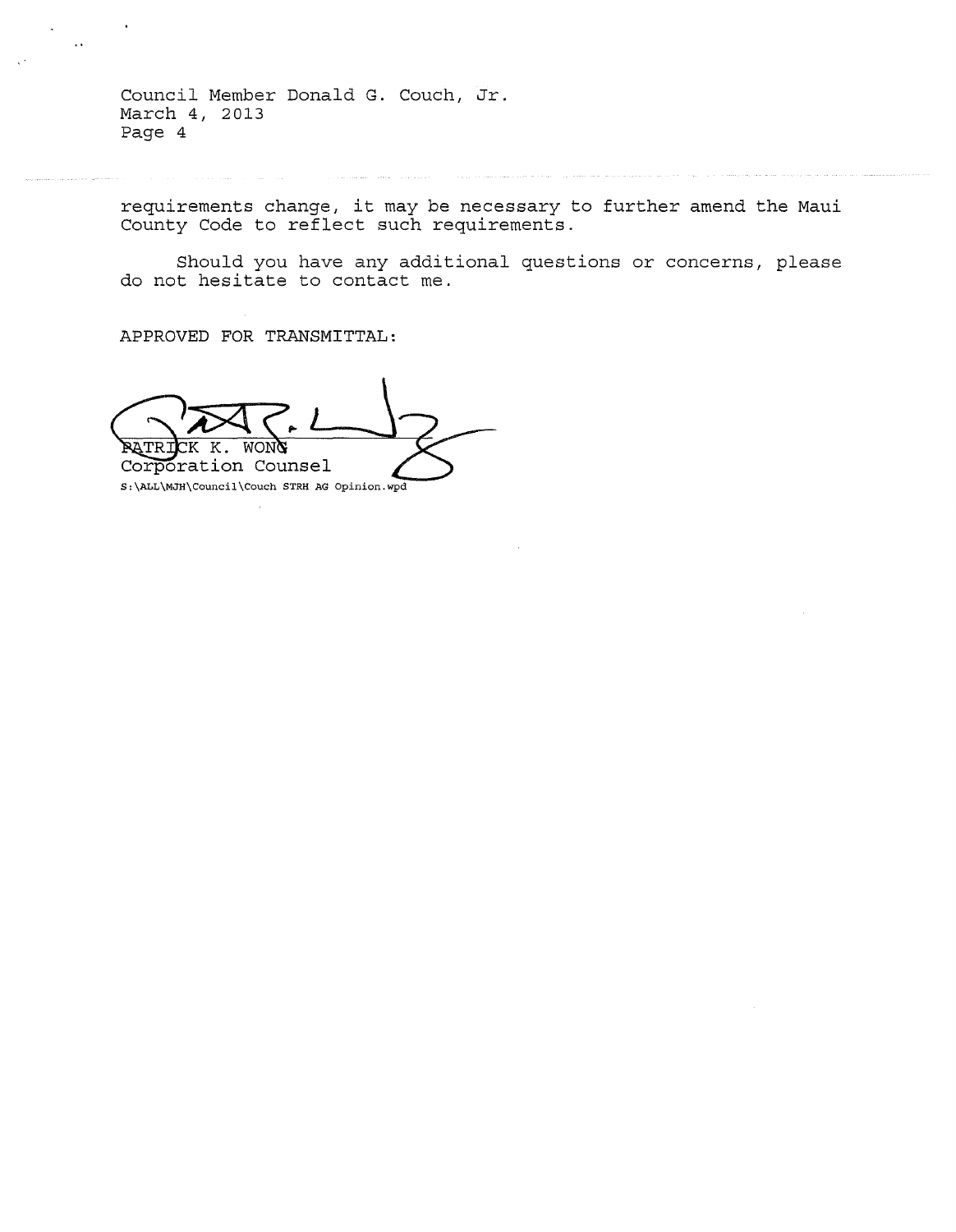requirements change, it may be necessary to further amend the Maui County Code to reflect such requirements.

Should you have any additional questions or concerns, please do not hesitate to contact me.

APPROVED FOR TRANSMITTAL:

PATRICK K. WONG
Corporation Counsel

S:\ALL\MJH\Council\Couch STRH AG Opinion.wpd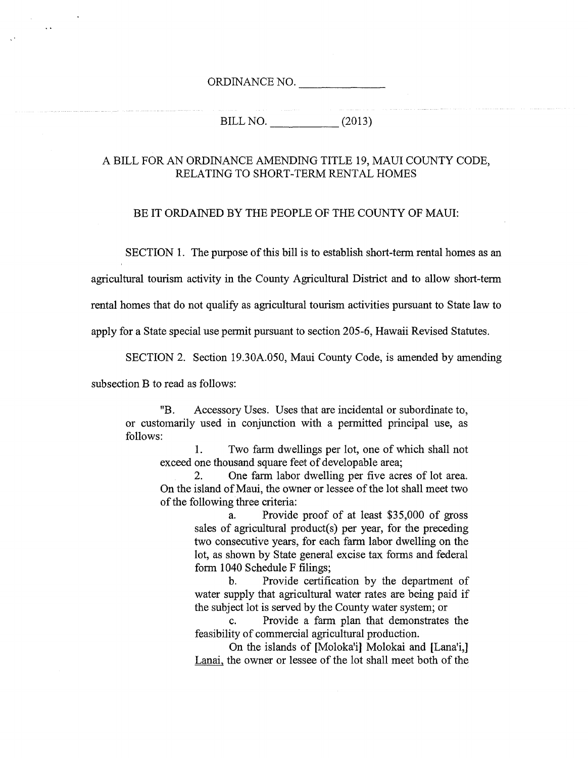ORDINANCE NO. ______________

BILL NO. ___________ (2013)

A BILL FOR AN ORDINANCE AMENDING TITLE 19, MAUI COUNTY CODE, RELATING TO SHORT-TERM RENTAL HOMES

BE IT ORDAINED BY THE PEOPLE OF THE COUNTY OF MAUI:

SECTION 1. The purpose of this bill is to establish short-term rental homes as an agricultural tourism activity in the County Agricultural District and to allow short-term rental homes that do not qualify as agricultural tourism activities pursuant to State law to apply for a State special use permit pursuant to section 205-6, Hawaii Revised Statutes.

SECTION 2. Section 19.30A.050, Maui County Code, is amended by amending subsection B to read as follows:

> "B. Accessory Uses. Uses that are incidental or subordinate to, or customarily used in conjunction with a permitted principal use, as follows:
>
> 1. Two farm dwellings per lot, one of which shall not exceed one thousand square feet of developable area;
> 2. One farm labor dwelling per five acres of lot area. On the island of Maui, the owner or lessee of the lot shall meet two of the following three criteria:
>     a. Provide proof of at least $35,000 of gross sales of agricultural product(s) per year, for the preceding two consecutive years, for each farm labor dwelling on the lot, as shown by State general excise tax forms and federal form 1040 Schedule F filings;
>     b. Provide certification by the department of water supply that agricultural water rates are being paid if the subject lot is served by the County water system; or
>     c. Provide a farm plan that demonstrates the feasibility of commercial agricultural production.
>
>     On the islands of [Moloka'i] Molokai and [Lana'i,] <u>Lanai,</u> the owner or lessee of the lot shall meet both of the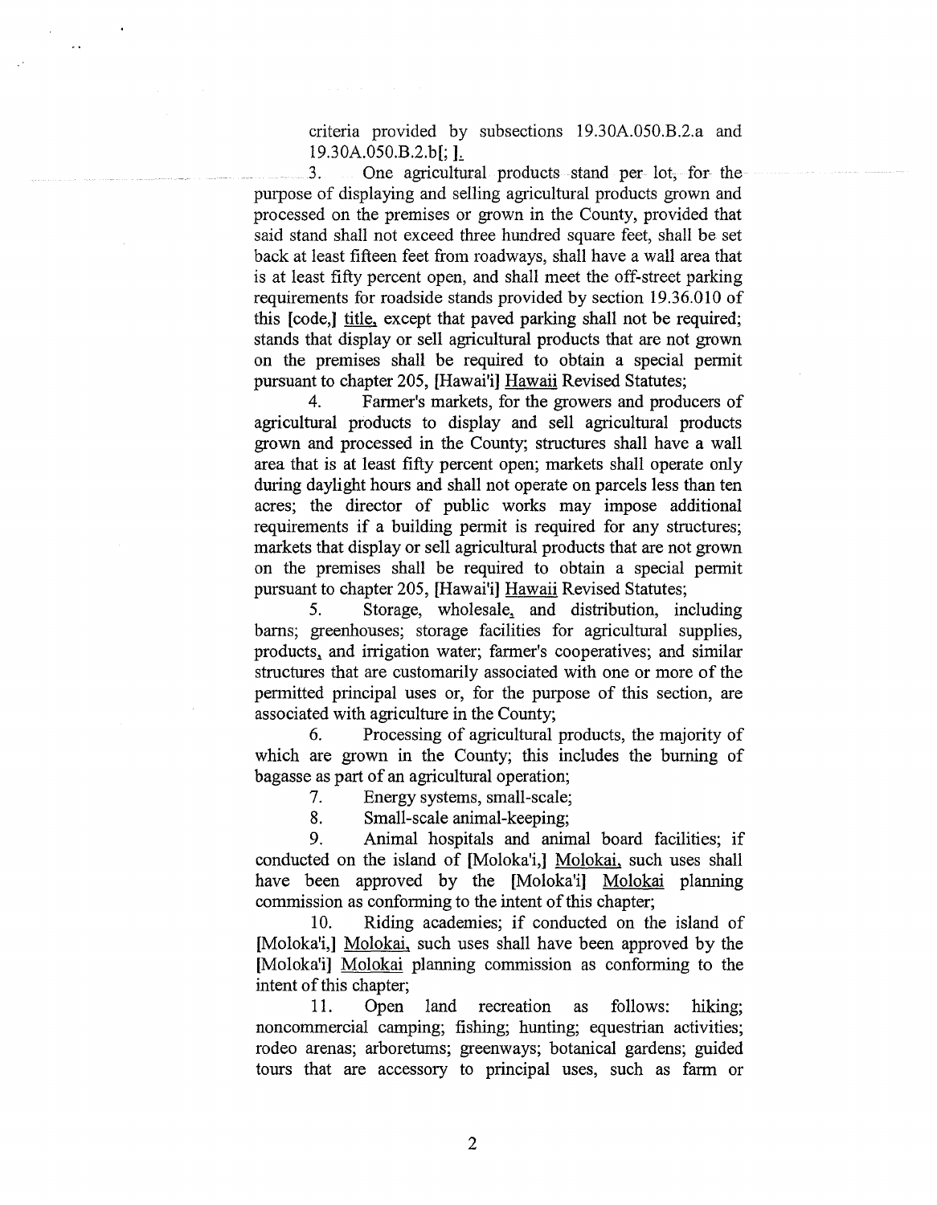criteria provided by subsections 19.30A.050.B.2.a and 19.30A.050.B.2.b[; ].

3. One agricultural products stand per lot, for the purpose of displaying and selling agricultural products grown and processed on the premises or grown in the County, provided that said stand shall not exceed three hundred square feet, shall be set back at least fifteen feet from roadways, shall have a wall area that is at least fifty percent open, and shall meet the off-street parking requirements for roadside stands provided by section 19.36.010 of this [code,] title, except that paved parking shall not be required; stands that display or sell agricultural products that are not grown on the premises shall be required to obtain a special permit pursuant to chapter 205, [Hawai'i] Hawaii Revised Statutes;

4. Farmer's markets, for the growers and producers of agricultural products to display and sell agricultural products grown and processed in the County; structures shall have a wall area that is at least fifty percent open; markets shall operate only during daylight hours and shall not operate on parcels less than ten acres; the director of public works may impose additional requirements if a building permit is required for any structures; markets that display or sell agricultural products that are not grown on the premises shall be required to obtain a special permit pursuant to chapter 205, [Hawai'i] Hawaii Revised Statutes;

5. Storage, wholesale, and distribution, including barns; greenhouses; storage facilities for agricultural supplies, products, and irrigation water; farmer's cooperatives; and similar structures that are customarily associated with one or more of the permitted principal uses or, for the purpose of this section, are associated with agriculture in the County;

6. Processing of agricultural products, the majority of which are grown in the County; this includes the burning of bagasse as part of an agricultural operation;

7. Energy systems, small-scale;

8. Small-scale animal-keeping;

9. Animal hospitals and animal board facilities; if conducted on the island of [Moloka'i,] Molokai, such uses shall have been approved by the [Moloka'i] Molokai planning commission as conforming to the intent of this chapter;

10. Riding academies; if conducted on the island of [Moloka'i,] Molokai, such uses shall have been approved by the [Moloka'i] Molokai planning commission as conforming to the intent of this chapter;

11. Open land recreation as follows: hiking; noncommercial camping; fishing; hunting; equestrian activities; rodeo arenas; arboretums; greenways; botanical gardens; guided tours that are accessory to principal uses, such as farm or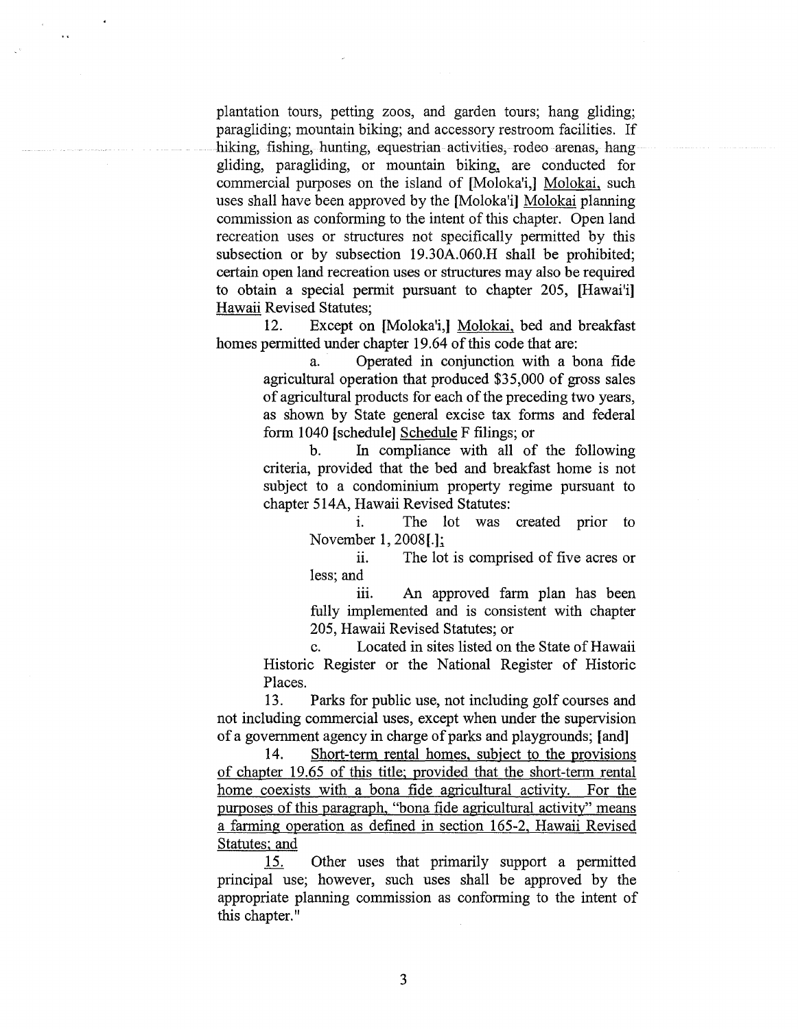plantation tours, petting zoos, and garden tours; hang gliding; paragliding; mountain biking; and accessory restroom facilities. If hiking, fishing, hunting, equestrian activities, rodeo arenas, hang gliding, paragliding, or mountain biking, are conducted for commercial purposes on the island of [Moloka'i,] Molokai, such uses shall have been approved by the [Moloka'i] Molokai planning commission as conforming to the intent of this chapter. Open land recreation uses or structures not specifically permitted by this subsection or by subsection 19.30A.060.H shall be prohibited; certain open land recreation uses or structures may also be required to obtain a special permit pursuant to chapter 205, [Hawai'i] Hawaii Revised Statutes;

12. Except on [Moloka'i,] Molokai, bed and breakfast homes permitted under chapter 19.64 of this code that are:

a. Operated in conjunction with a bona fide agricultural operation that produced $35,000 of gross sales of agricultural products for each of the preceding two years, as shown by State general excise tax forms and federal form 1040 [schedule] Schedule F filings; or

b. In compliance with all of the following criteria, provided that the bed and breakfast home is not subject to a condominium property regime pursuant to chapter 514A, Hawaii Revised Statutes:

i. The lot was created prior to November 1, 2008[.];

ii. The lot is comprised of five acres or less; and

iii. An approved farm plan has been fully implemented and is consistent with chapter 205, Hawaii Revised Statutes; or

c. Located in sites listed on the State of Hawaii Historic Register or the National Register of Historic Places.

13. Parks for public use, not including golf courses and not including commercial uses, except when under the supervision of a government agency in charge of parks and playgrounds; [and]

14. Short-term rental homes, subject to the provisions of chapter 19.65 of this title; provided that the short-term rental home coexists with a bona fide agricultural activity. For the purposes of this paragraph, "bona fide agricultural activity" means a farming operation as defined in section 165-2, Hawaii Revised Statutes; and

15. Other uses that primarily support a permitted principal use; however, such uses shall be approved by the appropriate planning commission as conforming to the intent of this chapter."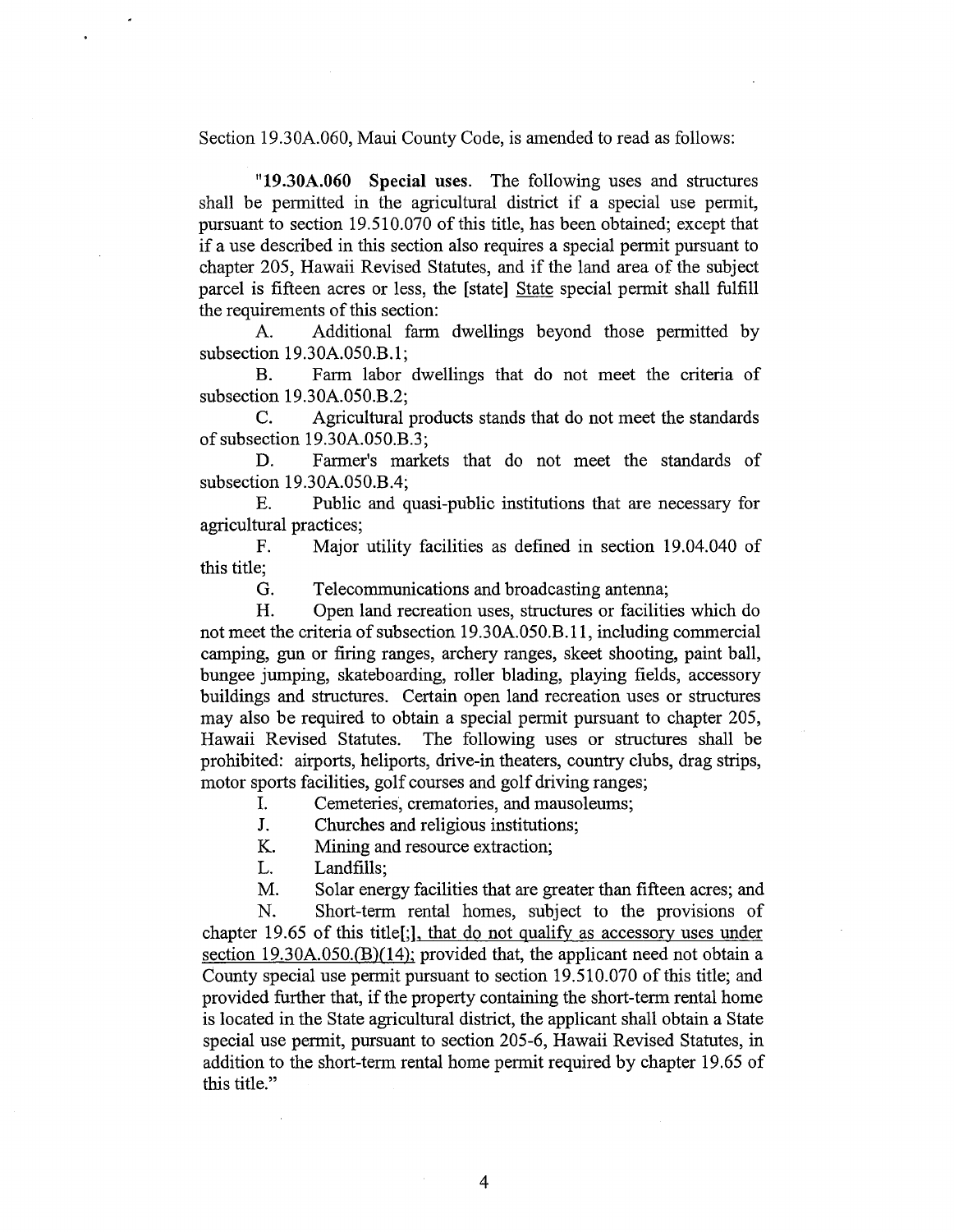Section 19.30A.060, Maui County Code, is amended to read as follows:

"**19.30A.060 Special uses.** The following uses and structures shall be permitted in the agricultural district if a special use permit, pursuant to section 19.510.070 of this title, has been obtained; except that if a use described in this section also requires a special permit pursuant to chapter 205, Hawaii Revised Statutes, and if the land area of the subject parcel is fifteen acres or less, the [state] <u>State</u> special permit shall fulfill the requirements of this section:

A. Additional farm dwellings beyond those permitted by subsection 19.30A.050.B.1;

B. Farm labor dwellings that do not meet the criteria of subsection 19.30A.050.B.2;

C. Agricultural products stands that do not meet the standards of subsection 19.30A.050.B.3;

D. Farmer's markets that do not meet the standards of subsection 19.30A.050.B.4;

E. Public and quasi-public institutions that are necessary for agricultural practices;

F. Major utility facilities as defined in section 19.04.040 of this title;

G. Telecommunications and broadcasting antenna;

H. Open land recreation uses, structures or facilities which do not meet the criteria of subsection 19.30A.050.B.11, including commercial camping, gun or firing ranges, archery ranges, skeet shooting, paint ball, bungee jumping, skateboarding, roller blading, playing fields, accessory buildings and structures. Certain open land recreation uses or structures may also be required to obtain a special permit pursuant to chapter 205, Hawaii Revised Statutes. The following uses or structures shall be prohibited: airports, heliports, drive-in theaters, country clubs, drag strips, motor sports facilities, golf courses and golf driving ranges;

I. Cemeteries, crematories, and mausoleums;

J. Churches and religious institutions;

K. Mining and resource extraction;

L. Landfills;

M. Solar energy facilities that are greater than fifteen acres; and

N. Short-term rental homes, subject to the provisions of chapter 19.65 of this title[;]<u>, that do not qualify as accessory uses under section 19.30A.050.(B)(14)</u>; provided that, the applicant need not obtain a County special use permit pursuant to section 19.510.070 of this title; and provided further that, if the property containing the short-term rental home is located in the State agricultural district, the applicant shall obtain a State special use permit, pursuant to section 205-6, Hawaii Revised Statutes, in addition to the short-term rental home permit required by chapter 19.65 of this title."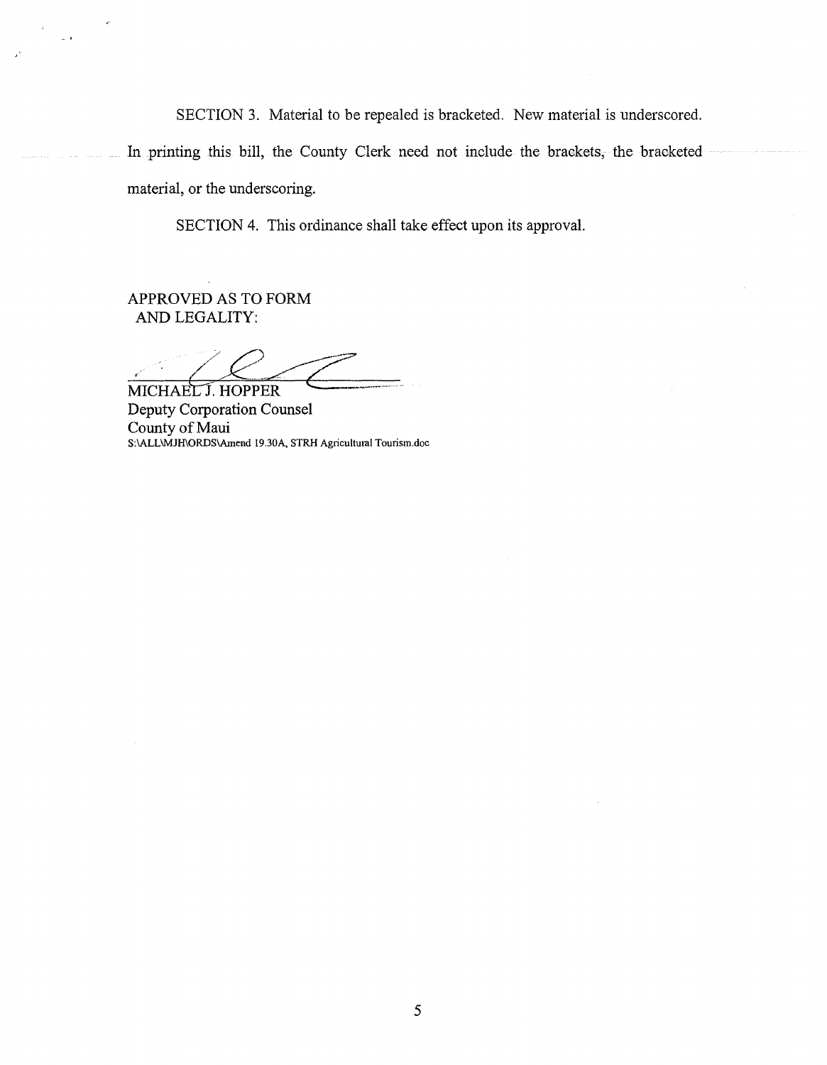SECTION 3. Material to be repealed is bracketed. New material is underscored. In printing this bill, the County Clerk need not include the brackets, the bracketed material, or the underscoring.

SECTION 4. This ordinance shall take effect upon its approval.

APPROVED AS TO FORM
AND LEGALITY:

MICHAEL J. HOPPER
Deputy Corporation Counsel
County of Maui
S:\ALL\MJH\ORDS\Amend 19.30A, STRH Agricultural Tourism.doc